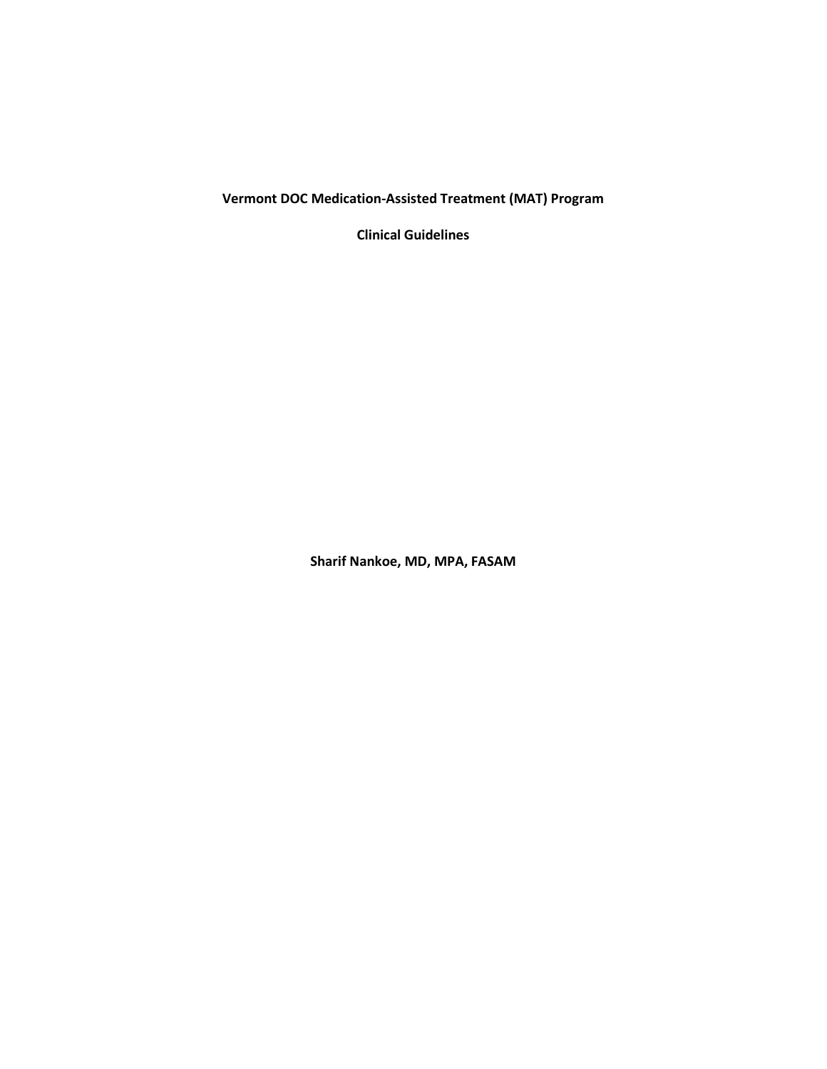# Vermont DOC Medication-Assisted Treatment (MAT) Program

## Clinical Guidelines

**Sharif Nankoe, MD, MPA, FASAM**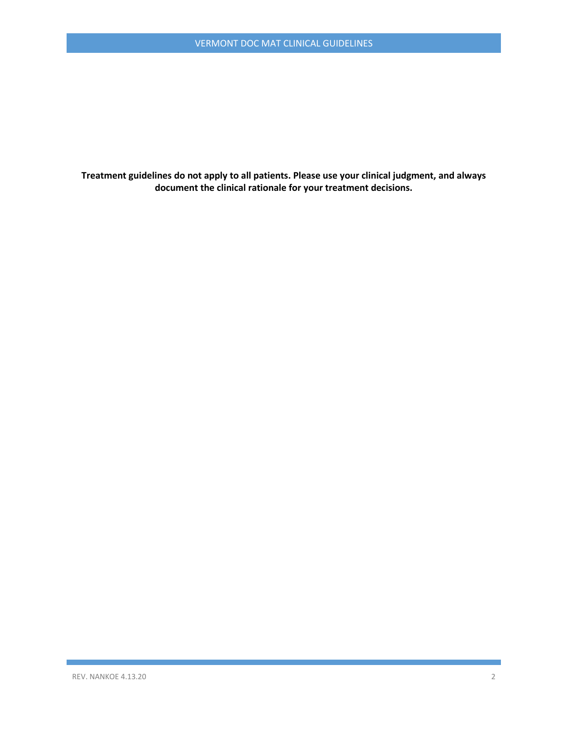**Treatment guidelines do not apply to all patients. Please use your clinical judgment, and always document the clinical rationale for your treatment decisions.**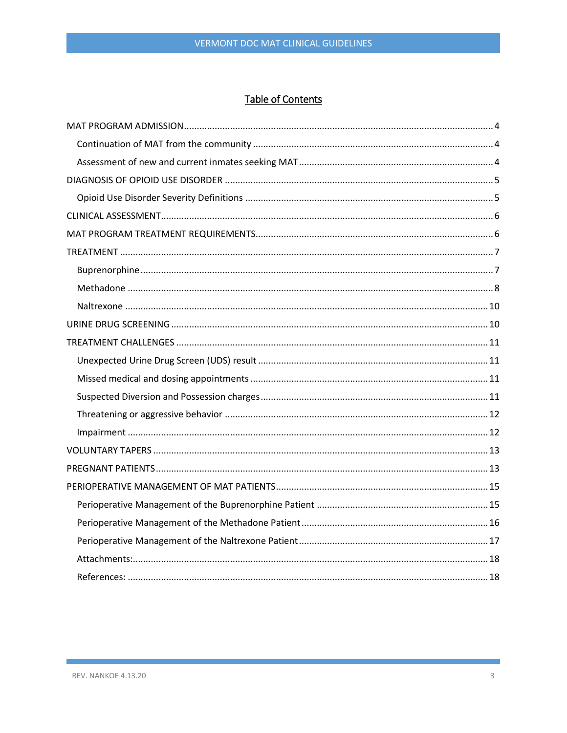# Table of Contents

MAT PROGRAM ADMISSION ... 4

- Continuation of MAT from the community ... 4
- Assessment of new and current inmates seeking MAT ... 4

DIAGNOSIS OF OPIOID USE DISORDER ... 5

- Opioid Use Disorder Severity Definitions ... 5

CLINICAL ASSESSMENT ... 6

MAT PROGRAM TREATMENT REQUIREMENTS ... 6

TREATMENT ... 7

- Buprenorphine ... 7
- Methadone ... 8
- Naltrexone ... 10

URINE DRUG SCREENING ... 10

TREATMENT CHALLENGES ... 11

- Unexpected Urine Drug Screen (UDS) result ... 11
- Missed medical and dosing appointments ... 11
- Suspected Diversion and Possession charges ... 11
- Threatening or aggressive behavior ... 12
- Impairment ... 12

VOLUNTARY TAPERS ... 13

PREGNANT PATIENTS ... 13

PERIOPERATIVE MANAGEMENT OF MAT PATIENTS ... 15

- Perioperative Management of the Buprenorphine Patient ... 15
- Perioperative Management of the Methadone Patient ... 16
- Perioperative Management of the Naltrexone Patient ... 17
- Attachments: ... 18
- References: ... 18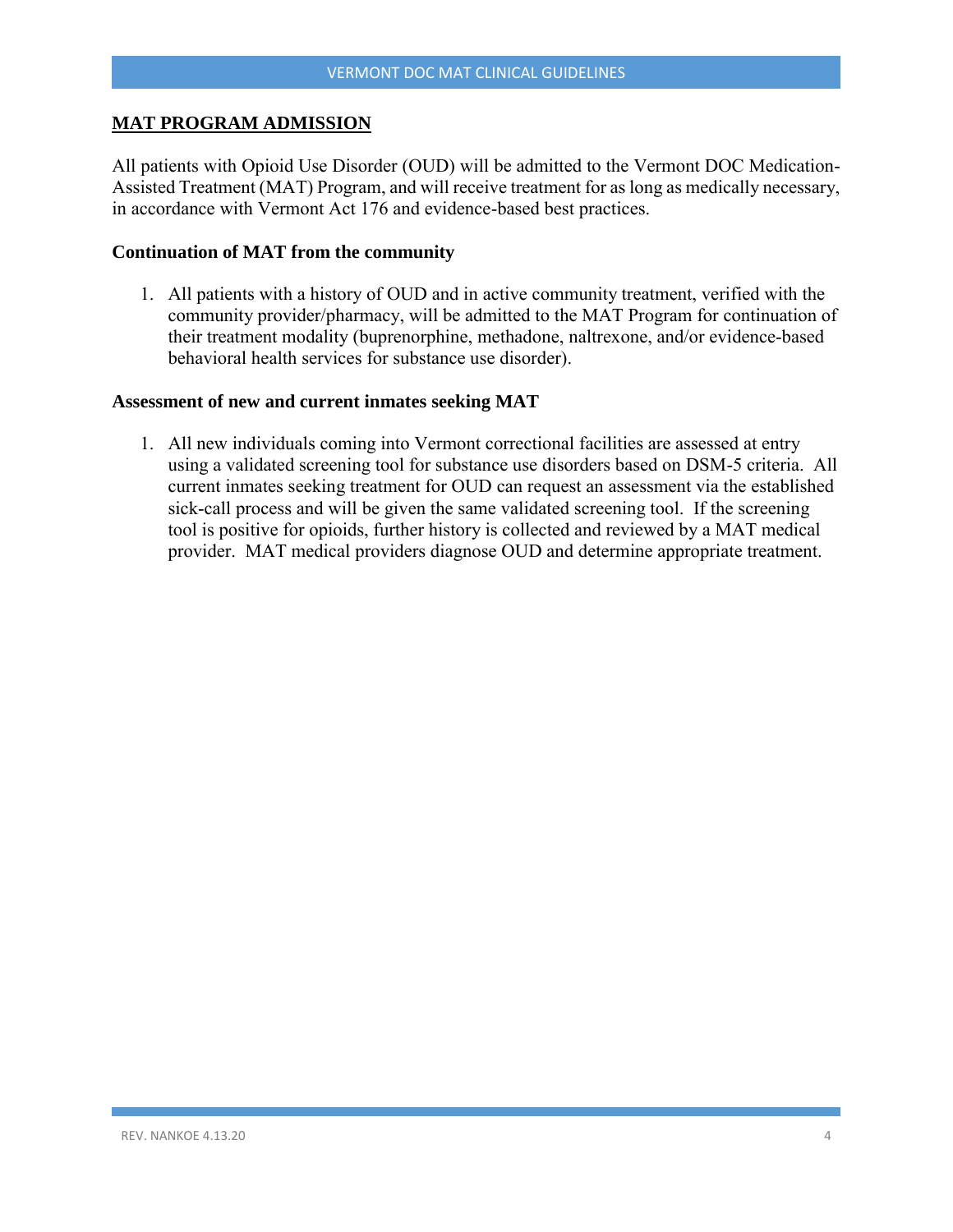## MAT PROGRAM ADMISSION

All patients with Opioid Use Disorder (OUD) will be admitted to the Vermont DOC Medication-Assisted Treatment (MAT) Program, and will receive treatment for as long as medically necessary, in accordance with Vermont Act 176 and evidence-based best practices.

### Continuation of MAT from the community

1. All patients with a history of OUD and in active community treatment, verified with the community provider/pharmacy, will be admitted to the MAT Program for continuation of their treatment modality (buprenorphine, methadone, naltrexone, and/or evidence-based behavioral health services for substance use disorder).

### Assessment of new and current inmates seeking MAT

1. All new individuals coming into Vermont correctional facilities are assessed at entry using a validated screening tool for substance use disorders based on DSM-5 criteria. All current inmates seeking treatment for OUD can request an assessment via the established sick-call process and will be given the same validated screening tool. If the screening tool is positive for opioids, further history is collected and reviewed by a MAT medical provider. MAT medical providers diagnose OUD and determine appropriate treatment.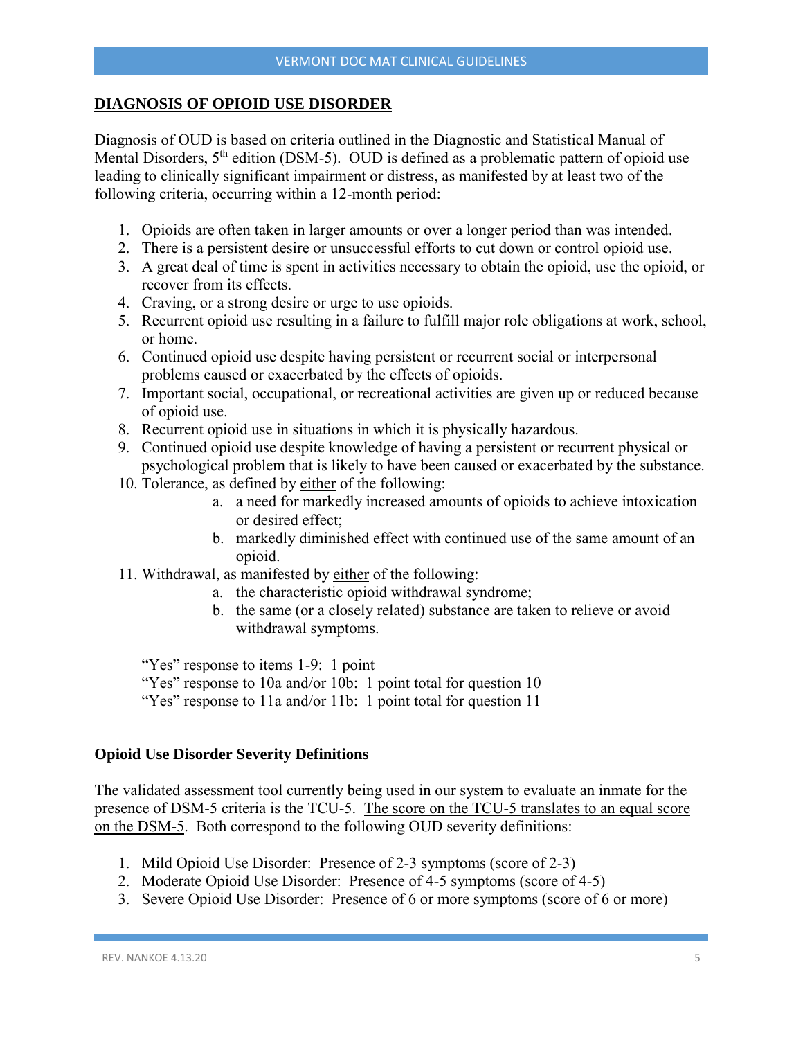## DIAGNOSIS OF OPIOID USE DISORDER

Diagnosis of OUD is based on criteria outlined in the Diagnostic and Statistical Manual of Mental Disorders, 5th edition (DSM-5). OUD is defined as a problematic pattern of opioid use leading to clinically significant impairment or distress, as manifested by at least two of the following criteria, occurring within a 12-month period:

1. Opioids are often taken in larger amounts or over a longer period than was intended.
2. There is a persistent desire or unsuccessful efforts to cut down or control opioid use.
3. A great deal of time is spent in activities necessary to obtain the opioid, use the opioid, or recover from its effects.
4. Craving, or a strong desire or urge to use opioids.
5. Recurrent opioid use resulting in a failure to fulfill major role obligations at work, school, or home.
6. Continued opioid use despite having persistent or recurrent social or interpersonal problems caused or exacerbated by the effects of opioids.
7. Important social, occupational, or recreational activities are given up or reduced because of opioid use.
8. Recurrent opioid use in situations in which it is physically hazardous.
9. Continued opioid use despite knowledge of having a persistent or recurrent physical or psychological problem that is likely to have been caused or exacerbated by the substance.
10. Tolerance, as defined by <u>either</u> of the following:
    a. a need for markedly increased amounts of opioids to achieve intoxication or desired effect;
    b. markedly diminished effect with continued use of the same amount of an opioid.
11. Withdrawal, as manifested by <u>either</u> of the following:
    a. the characteristic opioid withdrawal syndrome;
    b. the same (or a closely related) substance are taken to relieve or avoid withdrawal symptoms.

"Yes" response to items 1-9: 1 point
"Yes" response to 10a and/or 10b: 1 point total for question 10
"Yes" response to 11a and/or 11b: 1 point total for question 11

### Opioid Use Disorder Severity Definitions

The validated assessment tool currently being used in our system to evaluate an inmate for the presence of DSM-5 criteria is the TCU-5. <u>The score on the TCU-5 translates to an equal score on the DSM-5</u>. Both correspond to the following OUD severity definitions:

1. Mild Opioid Use Disorder: Presence of 2-3 symptoms (score of 2-3)
2. Moderate Opioid Use Disorder: Presence of 4-5 symptoms (score of 4-5)
3. Severe Opioid Use Disorder: Presence of 6 or more symptoms (score of 6 or more)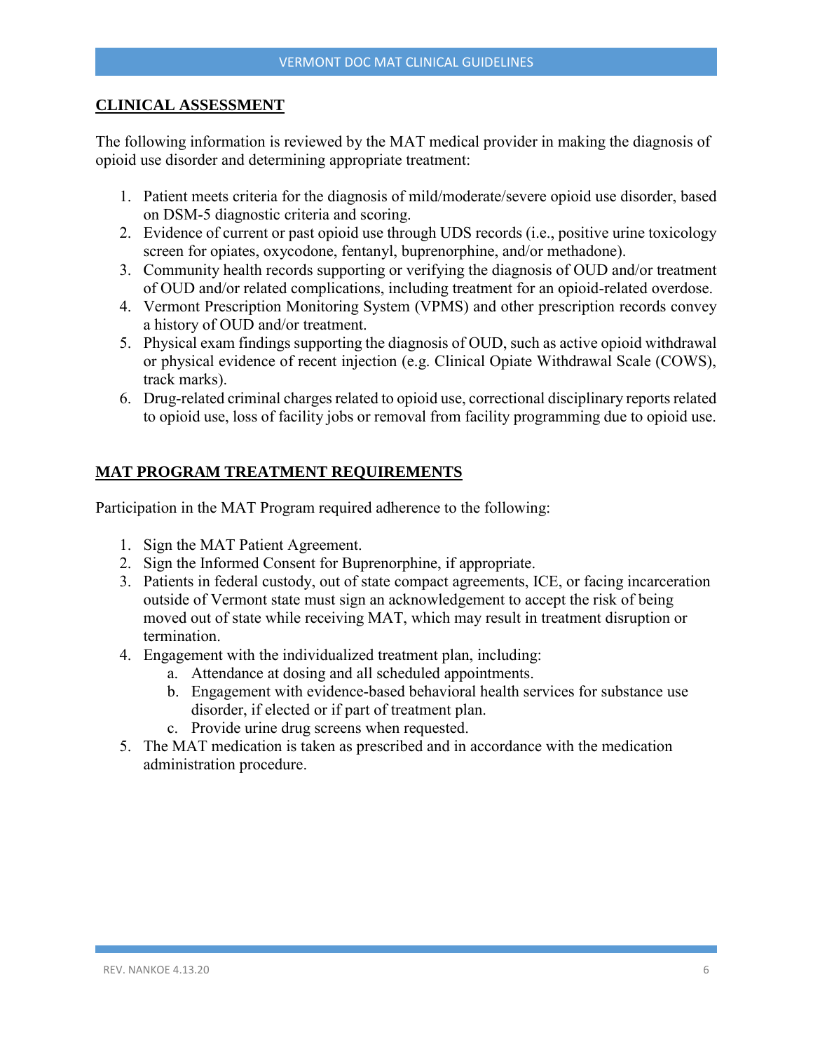## CLINICAL ASSESSMENT

The following information is reviewed by the MAT medical provider in making the diagnosis of opioid use disorder and determining appropriate treatment:

1. Patient meets criteria for the diagnosis of mild/moderate/severe opioid use disorder, based on DSM-5 diagnostic criteria and scoring.
2. Evidence of current or past opioid use through UDS records (i.e., positive urine toxicology screen for opiates, oxycodone, fentanyl, buprenorphine, and/or methadone).
3. Community health records supporting or verifying the diagnosis of OUD and/or treatment of OUD and/or related complications, including treatment for an opioid-related overdose.
4. Vermont Prescription Monitoring System (VPMS) and other prescription records convey a history of OUD and/or treatment.
5. Physical exam findings supporting the diagnosis of OUD, such as active opioid withdrawal or physical evidence of recent injection (e.g. Clinical Opiate Withdrawal Scale (COWS), track marks).
6. Drug-related criminal charges related to opioid use, correctional disciplinary reports related to opioid use, loss of facility jobs or removal from facility programming due to opioid use.

## MAT PROGRAM TREATMENT REQUIREMENTS

Participation in the MAT Program required adherence to the following:

1. Sign the MAT Patient Agreement.
2. Sign the Informed Consent for Buprenorphine, if appropriate.
3. Patients in federal custody, out of state compact agreements, ICE, or facing incarceration outside of Vermont state must sign an acknowledgement to accept the risk of being moved out of state while receiving MAT, which may result in treatment disruption or termination.
4. Engagement with the individualized treatment plan, including:
   a. Attendance at dosing and all scheduled appointments.
   b. Engagement with evidence-based behavioral health services for substance use disorder, if elected or if part of treatment plan.
   c. Provide urine drug screens when requested.
5. The MAT medication is taken as prescribed and in accordance with the medication administration procedure.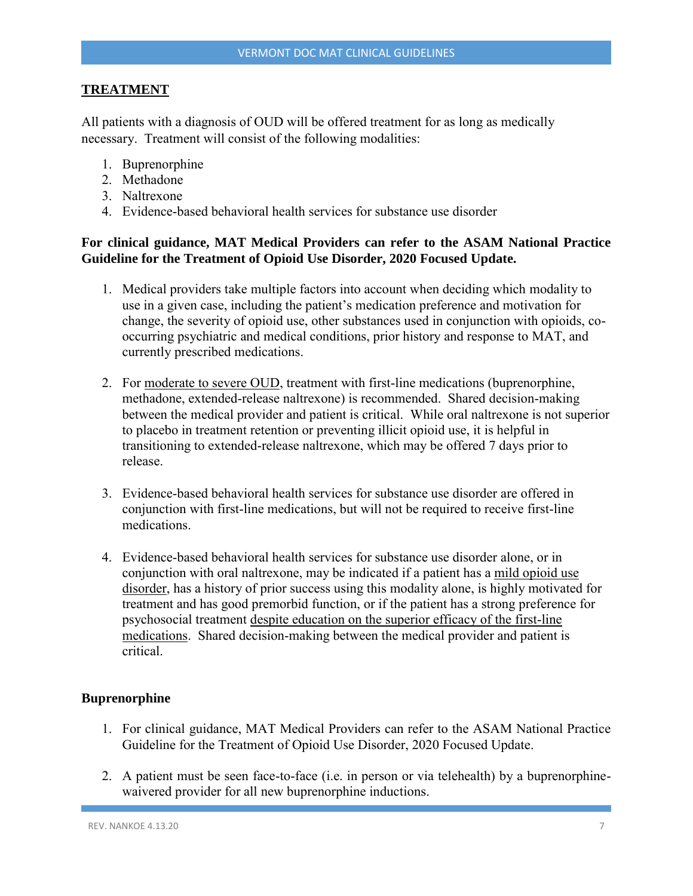## TREATMENT

All patients with a diagnosis of OUD will be offered treatment for as long as medically necessary. Treatment will consist of the following modalities:

1. Buprenorphine
2. Methadone
3. Naltrexone
4. Evidence-based behavioral health services for substance use disorder

**For clinical guidance, MAT Medical Providers can refer to the ASAM National Practice Guideline for the Treatment of Opioid Use Disorder, 2020 Focused Update.**

1. Medical providers take multiple factors into account when deciding which modality to use in a given case, including the patient's medication preference and motivation for change, the severity of opioid use, other substances used in conjunction with opioids, co-occurring psychiatric and medical conditions, prior history and response to MAT, and currently prescribed medications.

2. For <u>moderate to severe OUD</u>, treatment with first-line medications (buprenorphine, methadone, extended-release naltrexone) is recommended. Shared decision-making between the medical provider and patient is critical. While oral naltrexone is not superior to placebo in treatment retention or preventing illicit opioid use, it is helpful in transitioning to extended-release naltrexone, which may be offered 7 days prior to release.

3. Evidence-based behavioral health services for substance use disorder are offered in conjunction with first-line medications, but will not be required to receive first-line medications.

4. Evidence-based behavioral health services for substance use disorder alone, or in conjunction with oral naltrexone, may be indicated if a patient has a <u>mild opioid use disorder</u>, has a history of prior success using this modality alone, is highly motivated for treatment and has good premorbid function, or if the patient has a strong preference for psychosocial treatment <u>despite education on the superior efficacy of the first-line medications</u>. Shared decision-making between the medical provider and patient is critical.

### Buprenorphine

1. For clinical guidance, MAT Medical Providers can refer to the ASAM National Practice Guideline for the Treatment of Opioid Use Disorder, 2020 Focused Update.

2. A patient must be seen face-to-face (i.e. in person or via telehealth) by a buprenorphine-waivered provider for all new buprenorphine inductions.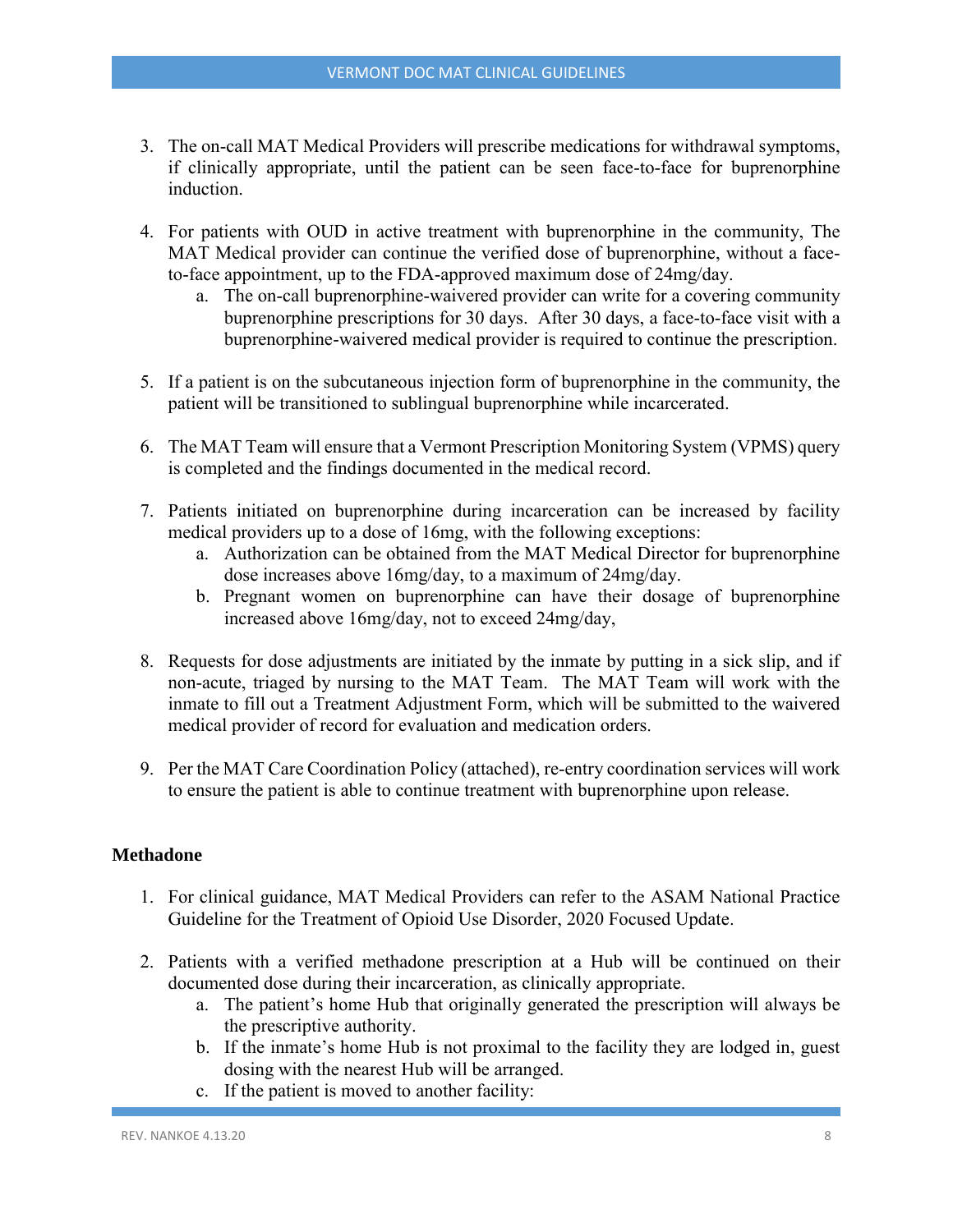3. The on-call MAT Medical Providers will prescribe medications for withdrawal symptoms, if clinically appropriate, until the patient can be seen face-to-face for buprenorphine induction.

4. For patients with OUD in active treatment with buprenorphine in the community, The MAT Medical provider can continue the verified dose of buprenorphine, without a face-to-face appointment, up to the FDA-approved maximum dose of 24mg/day.
   a. The on-call buprenorphine-waivered provider can write for a covering community buprenorphine prescriptions for 30 days. After 30 days, a face-to-face visit with a buprenorphine-waivered medical provider is required to continue the prescription.

5. If a patient is on the subcutaneous injection form of buprenorphine in the community, the patient will be transitioned to sublingual buprenorphine while incarcerated.

6. The MAT Team will ensure that a Vermont Prescription Monitoring System (VPMS) query is completed and the findings documented in the medical record.

7. Patients initiated on buprenorphine during incarceration can be increased by facility medical providers up to a dose of 16mg, with the following exceptions:
   a. Authorization can be obtained from the MAT Medical Director for buprenorphine dose increases above 16mg/day, to a maximum of 24mg/day.
   b. Pregnant women on buprenorphine can have their dosage of buprenorphine increased above 16mg/day, not to exceed 24mg/day,

8. Requests for dose adjustments are initiated by the inmate by putting in a sick slip, and if non-acute, triaged by nursing to the MAT Team. The MAT Team will work with the inmate to fill out a Treatment Adjustment Form, which will be submitted to the waivered medical provider of record for evaluation and medication orders.

9. Per the MAT Care Coordination Policy (attached), re-entry coordination services will work to ensure the patient is able to continue treatment with buprenorphine upon release.

**Methadone**

1. For clinical guidance, MAT Medical Providers can refer to the ASAM National Practice Guideline for the Treatment of Opioid Use Disorder, 2020 Focused Update.

2. Patients with a verified methadone prescription at a Hub will be continued on their documented dose during their incarceration, as clinically appropriate.
   a. The patient's home Hub that originally generated the prescription will always be the prescriptive authority.
   b. If the inmate's home Hub is not proximal to the facility they are lodged in, guest dosing with the nearest Hub will be arranged.
   c. If the patient is moved to another facility: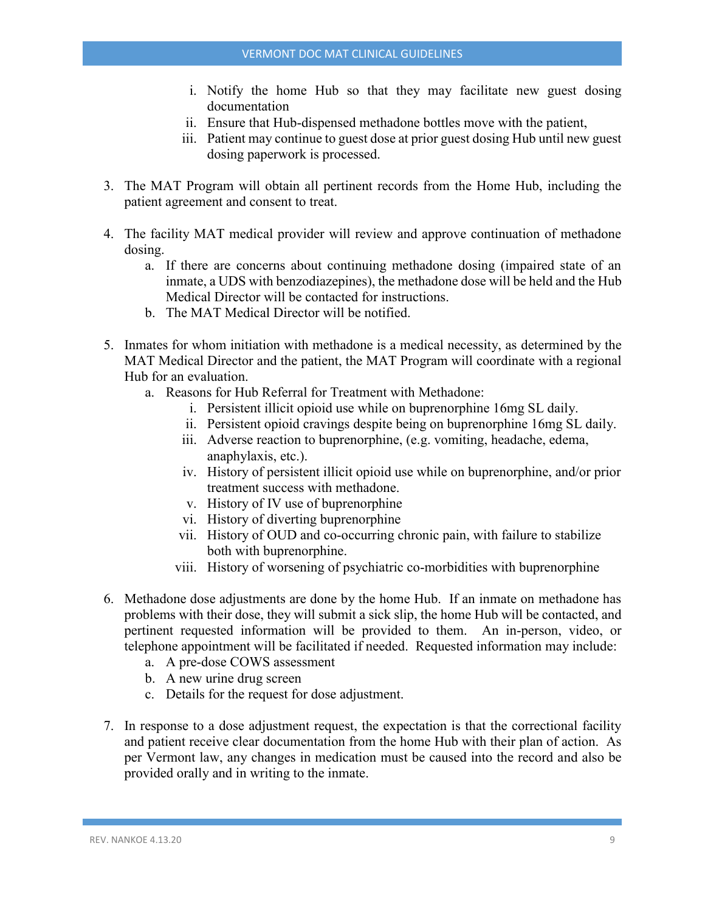i. Notify the home Hub so that they may facilitate new guest dosing documentation
   ii. Ensure that Hub-dispensed methadone bottles move with the patient,
   iii. Patient may continue to guest dose at prior guest dosing Hub until new guest dosing paperwork is processed.

3. The MAT Program will obtain all pertinent records from the Home Hub, including the patient agreement and consent to treat.

4. The facility MAT medical provider will review and approve continuation of methadone dosing.
   a. If there are concerns about continuing methadone dosing (impaired state of an inmate, a UDS with benzodiazepines), the methadone dose will be held and the Hub Medical Director will be contacted for instructions.
   b. The MAT Medical Director will be notified.

5. Inmates for whom initiation with methadone is a medical necessity, as determined by the MAT Medical Director and the patient, the MAT Program will coordinate with a regional Hub for an evaluation.
   a. Reasons for Hub Referral for Treatment with Methadone:
      i. Persistent illicit opioid use while on buprenorphine 16mg SL daily.
      ii. Persistent opioid cravings despite being on buprenorphine 16mg SL daily.
      iii. Adverse reaction to buprenorphine, (e.g. vomiting, headache, edema, anaphylaxis, etc.).
      iv. History of persistent illicit opioid use while on buprenorphine, and/or prior treatment success with methadone.
      v. History of IV use of buprenorphine
      vi. History of diverting buprenorphine
      vii. History of OUD and co-occurring chronic pain, with failure to stabilize both with buprenorphine.
      viii. History of worsening of psychiatric co-morbidities with buprenorphine

6. Methadone dose adjustments are done by the home Hub. If an inmate on methadone has problems with their dose, they will submit a sick slip, the home Hub will be contacted, and pertinent requested information will be provided to them. An in-person, video, or telephone appointment will be facilitated if needed. Requested information may include:
   a. A pre-dose COWS assessment
   b. A new urine drug screen
   c. Details for the request for dose adjustment.

7. In response to a dose adjustment request, the expectation is that the correctional facility and patient receive clear documentation from the home Hub with their plan of action. As per Vermont law, any changes in medication must be caused into the record and also be provided orally and in writing to the inmate.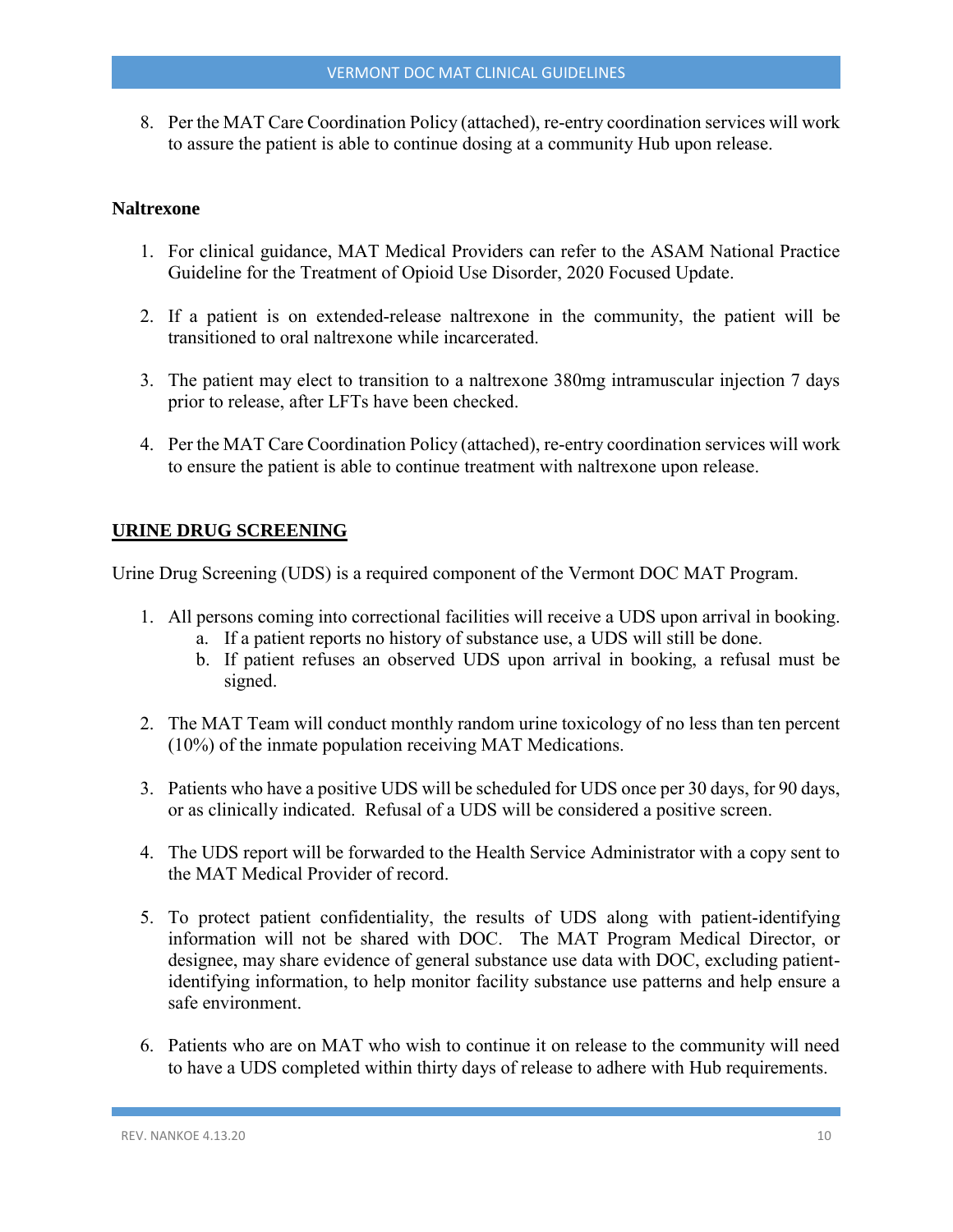8. Per the MAT Care Coordination Policy (attached), re-entry coordination services will work to assure the patient is able to continue dosing at a community Hub upon release.

**Naltrexone**

1. For clinical guidance, MAT Medical Providers can refer to the ASAM National Practice Guideline for the Treatment of Opioid Use Disorder, 2020 Focused Update.

2. If a patient is on extended-release naltrexone in the community, the patient will be transitioned to oral naltrexone while incarcerated.

3. The patient may elect to transition to a naltrexone 380mg intramuscular injection 7 days prior to release, after LFTs have been checked.

4. Per the MAT Care Coordination Policy (attached), re-entry coordination services will work to ensure the patient is able to continue treatment with naltrexone upon release.

## URINE DRUG SCREENING

Urine Drug Screening (UDS) is a required component of the Vermont DOC MAT Program.

1. All persons coming into correctional facilities will receive a UDS upon arrival in booking.
   a. If a patient reports no history of substance use, a UDS will still be done.
   b. If patient refuses an observed UDS upon arrival in booking, a refusal must be signed.

2. The MAT Team will conduct monthly random urine toxicology of no less than ten percent (10%) of the inmate population receiving MAT Medications.

3. Patients who have a positive UDS will be scheduled for UDS once per 30 days, for 90 days, or as clinically indicated. Refusal of a UDS will be considered a positive screen.

4. The UDS report will be forwarded to the Health Service Administrator with a copy sent to the MAT Medical Provider of record.

5. To protect patient confidentiality, the results of UDS along with patient-identifying information will not be shared with DOC. The MAT Program Medical Director, or designee, may share evidence of general substance use data with DOC, excluding patient-identifying information, to help monitor facility substance use patterns and help ensure a safe environment.

6. Patients who are on MAT who wish to continue it on release to the community will need to have a UDS completed within thirty days of release to adhere with Hub requirements.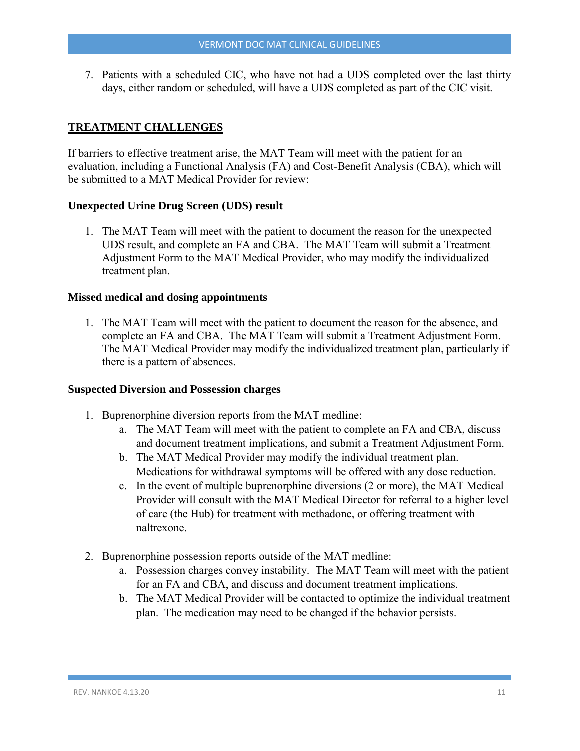7. Patients with a scheduled CIC, who have not had a UDS completed over the last thirty days, either random or scheduled, will have a UDS completed as part of the CIC visit.

## TREATMENT CHALLENGES

If barriers to effective treatment arise, the MAT Team will meet with the patient for an evaluation, including a Functional Analysis (FA) and Cost-Benefit Analysis (CBA), which will be submitted to a MAT Medical Provider for review:

### Unexpected Urine Drug Screen (UDS) result

1. The MAT Team will meet with the patient to document the reason for the unexpected UDS result, and complete an FA and CBA. The MAT Team will submit a Treatment Adjustment Form to the MAT Medical Provider, who may modify the individualized treatment plan.

### Missed medical and dosing appointments

1. The MAT Team will meet with the patient to document the reason for the absence, and complete an FA and CBA. The MAT Team will submit a Treatment Adjustment Form. The MAT Medical Provider may modify the individualized treatment plan, particularly if there is a pattern of absences.

### Suspected Diversion and Possession charges

1. Buprenorphine diversion reports from the MAT medline:
   a. The MAT Team will meet with the patient to complete an FA and CBA, discuss and document treatment implications, and submit a Treatment Adjustment Form.
   b. The MAT Medical Provider may modify the individual treatment plan. Medications for withdrawal symptoms will be offered with any dose reduction.
   c. In the event of multiple buprenorphine diversions (2 or more), the MAT Medical Provider will consult with the MAT Medical Director for referral to a higher level of care (the Hub) for treatment with methadone, or offering treatment with naltrexone.

2. Buprenorphine possession reports outside of the MAT medline:
   a. Possession charges convey instability. The MAT Team will meet with the patient for an FA and CBA, and discuss and document treatment implications.
   b. The MAT Medical Provider will be contacted to optimize the individual treatment plan. The medication may need to be changed if the behavior persists.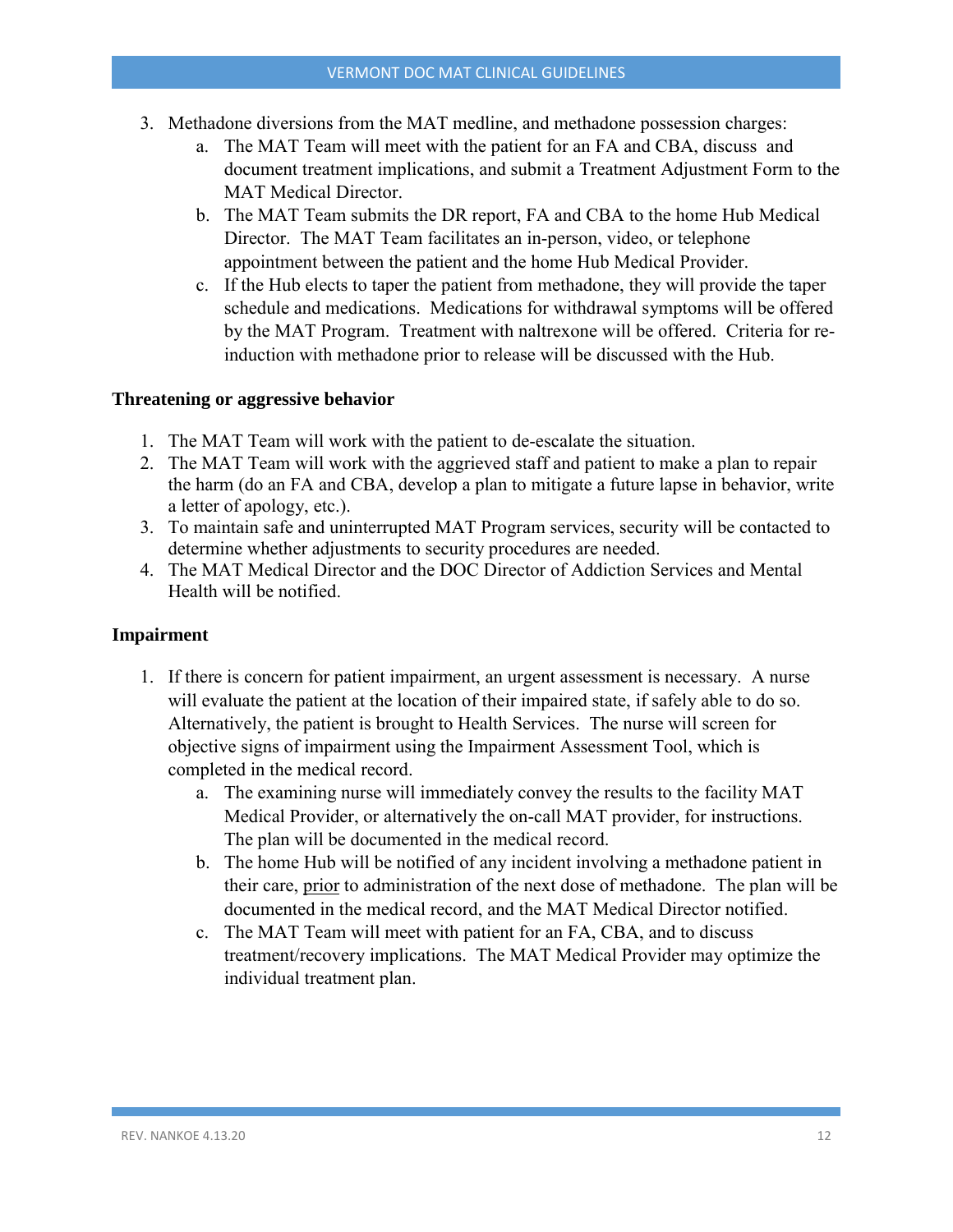3. Methadone diversions from the MAT medline, and methadone possession charges:
    a. The MAT Team will meet with the patient for an FA and CBA, discuss and document treatment implications, and submit a Treatment Adjustment Form to the MAT Medical Director.
    b. The MAT Team submits the DR report, FA and CBA to the home Hub Medical Director. The MAT Team facilitates an in-person, video, or telephone appointment between the patient and the home Hub Medical Provider.
    c. If the Hub elects to taper the patient from methadone, they will provide the taper schedule and medications. Medications for withdrawal symptoms will be offered by the MAT Program. Treatment with naltrexone will be offered. Criteria for re-induction with methadone prior to release will be discussed with the Hub.

**Threatening or aggressive behavior**

1. The MAT Team will work with the patient to de-escalate the situation.
2. The MAT Team will work with the aggrieved staff and patient to make a plan to repair the harm (do an FA and CBA, develop a plan to mitigate a future lapse in behavior, write a letter of apology, etc.).
3. To maintain safe and uninterrupted MAT Program services, security will be contacted to determine whether adjustments to security procedures are needed.
4. The MAT Medical Director and the DOC Director of Addiction Services and Mental Health will be notified.

**Impairment**

1. If there is concern for patient impairment, an urgent assessment is necessary. A nurse will evaluate the patient at the location of their impaired state, if safely able to do so. Alternatively, the patient is brought to Health Services. The nurse will screen for objective signs of impairment using the Impairment Assessment Tool, which is completed in the medical record.
    a. The examining nurse will immediately convey the results to the facility MAT Medical Provider, or alternatively the on-call MAT provider, for instructions. The plan will be documented in the medical record.
    b. The home Hub will be notified of any incident involving a methadone patient in their care, prior to administration of the next dose of methadone. The plan will be documented in the medical record, and the MAT Medical Director notified.
    c. The MAT Team will meet with patient for an FA, CBA, and to discuss treatment/recovery implications. The MAT Medical Provider may optimize the individual treatment plan.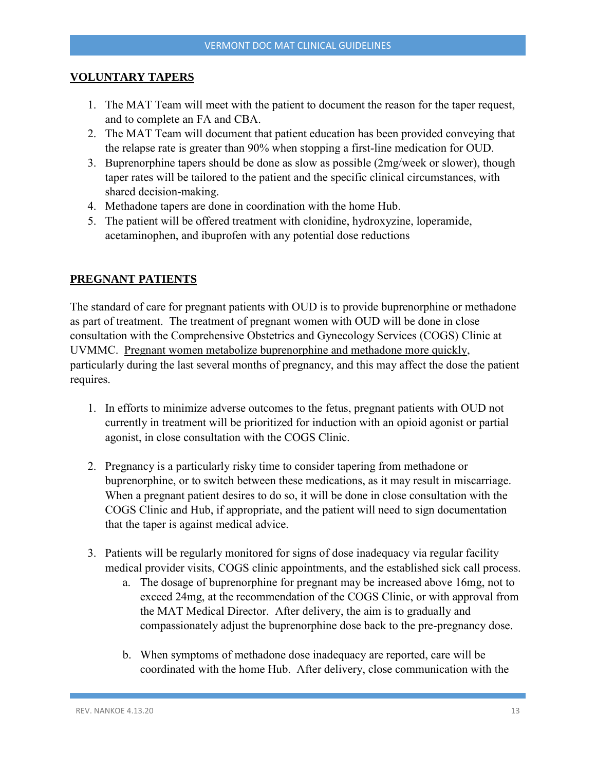## VOLUNTARY TAPERS

1. The MAT Team will meet with the patient to document the reason for the taper request, and to complete an FA and CBA.
2. The MAT Team will document that patient education has been provided conveying that the relapse rate is greater than 90% when stopping a first-line medication for OUD.
3. Buprenorphine tapers should be done as slow as possible (2mg/week or slower), though taper rates will be tailored to the patient and the specific clinical circumstances, with shared decision-making.
4. Methadone tapers are done in coordination with the home Hub.
5. The patient will be offered treatment with clonidine, hydroxyzine, loperamide, acetaminophen, and ibuprofen with any potential dose reductions

## PREGNANT PATIENTS

The standard of care for pregnant patients with OUD is to provide buprenorphine or methadone as part of treatment. The treatment of pregnant women with OUD will be done in close consultation with the Comprehensive Obstetrics and Gynecology Services (COGS) Clinic at UVMMC. <u>Pregnant women metabolize buprenorphine and methadone more quickly</u>, particularly during the last several months of pregnancy, and this may affect the dose the patient requires.

1. In efforts to minimize adverse outcomes to the fetus, pregnant patients with OUD not currently in treatment will be prioritized for induction with an opioid agonist or partial agonist, in close consultation with the COGS Clinic.

2. Pregnancy is a particularly risky time to consider tapering from methadone or buprenorphine, or to switch between these medications, as it may result in miscarriage. When a pregnant patient desires to do so, it will be done in close consultation with the COGS Clinic and Hub, if appropriate, and the patient will need to sign documentation that the taper is against medical advice.

3. Patients will be regularly monitored for signs of dose inadequacy via regular facility medical provider visits, COGS clinic appointments, and the established sick call process.
   a. The dosage of buprenorphine for pregnant may be increased above 16mg, not to exceed 24mg, at the recommendation of the COGS Clinic, or with approval from the MAT Medical Director. After delivery, the aim is to gradually and compassionately adjust the buprenorphine dose back to the pre-pregnancy dose.

   b. When symptoms of methadone dose inadequacy are reported, care will be coordinated with the home Hub. After delivery, close communication with the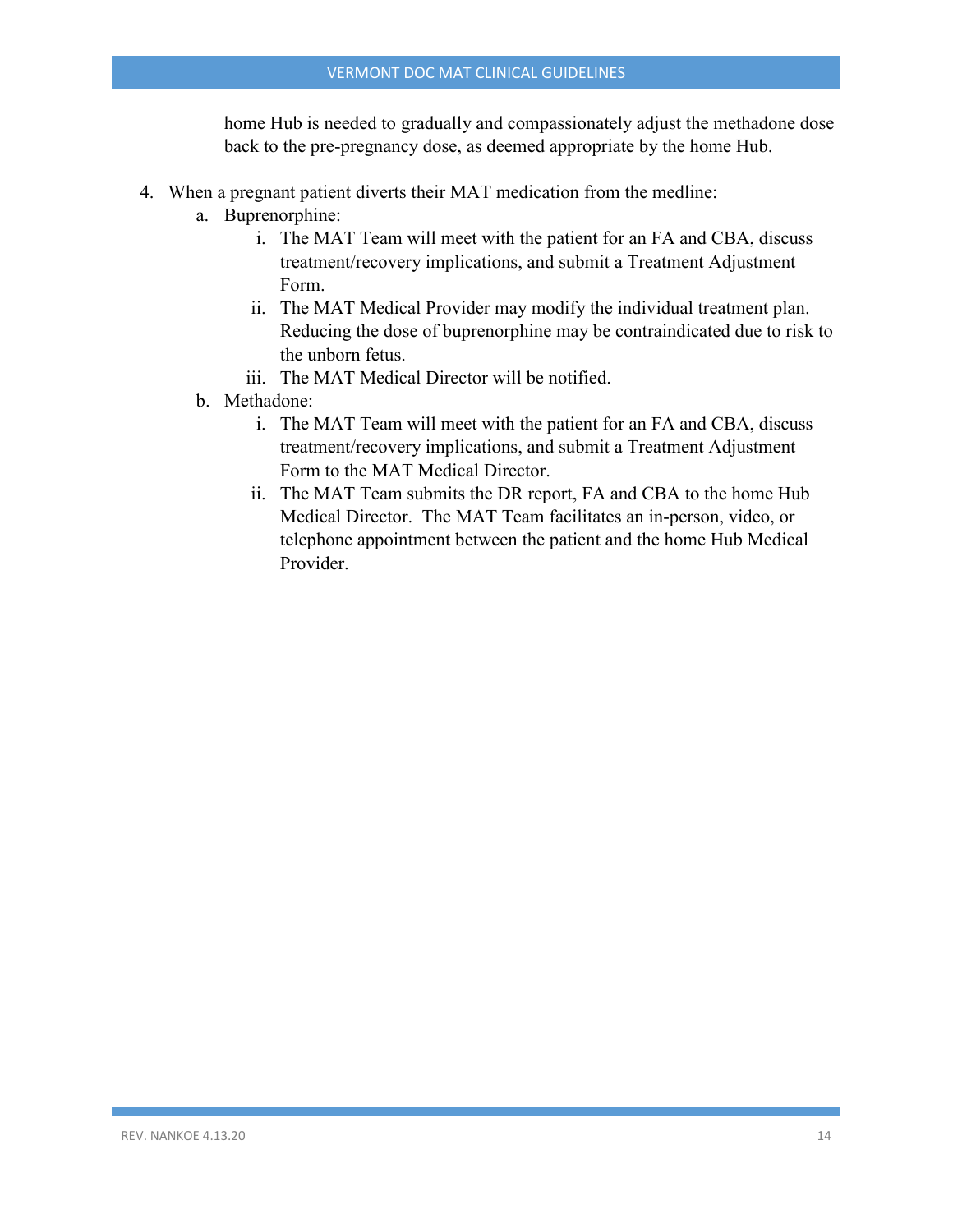home Hub is needed to gradually and compassionately adjust the methadone dose back to the pre-pregnancy dose, as deemed appropriate by the home Hub.

4. When a pregnant patient diverts their MAT medication from the medline:
   a. Buprenorphine:
      i. The MAT Team will meet with the patient for an FA and CBA, discuss treatment/recovery implications, and submit a Treatment Adjustment Form.
      ii. The MAT Medical Provider may modify the individual treatment plan. Reducing the dose of buprenorphine may be contraindicated due to risk to the unborn fetus.
      iii. The MAT Medical Director will be notified.
   b. Methadone:
      i. The MAT Team will meet with the patient for an FA and CBA, discuss treatment/recovery implications, and submit a Treatment Adjustment Form to the MAT Medical Director.
      ii. The MAT Team submits the DR report, FA and CBA to the home Hub Medical Director. The MAT Team facilitates an in-person, video, or telephone appointment between the patient and the home Hub Medical Provider.